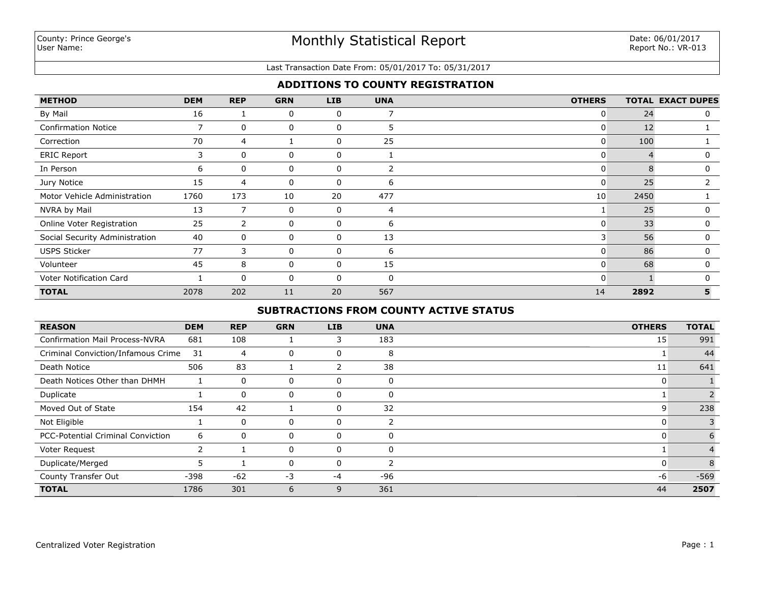County: Prince George's
User Name:

# Monthly Statistical Report

Date: 06/01/2017
Report No.: VR-013

Last Transaction Date From: 05/01/2017 To: 05/31/2017

## ADDITIONS TO COUNTY REGISTRATION

| METHOD | DEM | REP | GRN | LIB | UNA | OTHERS | TOTAL | EXACT DUPES |
|---|---|---|---|---|---|---|---|---|
| By Mail | 16 | 1 | 0 | 0 | 7 | 0 | 24 | 0 |
| Confirmation Notice | 7 | 0 | 0 | 0 | 5 | 0 | 12 | 1 |
| Correction | 70 | 4 | 1 | 0 | 25 | 0 | 100 | 1 |
| ERIC Report | 3 | 0 | 0 | 0 | 1 | 0 | 4 | 0 |
| In Person | 6 | 0 | 0 | 0 | 2 | 0 | 8 | 0 |
| Jury Notice | 15 | 4 | 0 | 0 | 6 | 0 | 25 | 2 |
| Motor Vehicle Administration | 1760 | 173 | 10 | 20 | 477 | 10 | 2450 | 1 |
| NVRA by Mail | 13 | 7 | 0 | 0 | 4 | 1 | 25 | 0 |
| Online Voter Registration | 25 | 2 | 0 | 0 | 6 | 0 | 33 | 0 |
| Social Security Administration | 40 | 0 | 0 | 0 | 13 | 3 | 56 | 0 |
| USPS Sticker | 77 | 3 | 0 | 0 | 6 | 0 | 86 | 0 |
| Volunteer | 45 | 8 | 0 | 0 | 15 | 0 | 68 | 0 |
| Voter Notification Card | 1 | 0 | 0 | 0 | 0 | 0 | 1 | 0 |
| **TOTAL** | 2078 | 202 | 11 | 20 | 567 | 14 | **2892** | **5** |

## SUBTRACTIONS FROM COUNTY ACTIVE STATUS

| REASON | DEM | REP | GRN | LIB | UNA | OTHERS | TOTAL |
|---|---|---|---|---|---|---|---|
| Confirmation Mail Process-NVRA | 681 | 108 | 1 | 3 | 183 | 15 | 991 |
| Criminal Conviction/Infamous Crime | 31 | 4 | 0 | 0 | 8 | 1 | 44 |
| Death Notice | 506 | 83 | 1 | 2 | 38 | 11 | 641 |
| Death Notices Other than DHMH | 1 | 0 | 0 | 0 | 0 | 0 | 1 |
| Duplicate | 1 | 0 | 0 | 0 | 0 | 1 | 2 |
| Moved Out of State | 154 | 42 | 1 | 0 | 32 | 9 | 238 |
| Not Eligible | 1 | 0 | 0 | 0 | 2 | 0 | 3 |
| PCC-Potential Criminal Conviction | 6 | 0 | 0 | 0 | 0 | 0 | 6 |
| Voter Request | 2 | 1 | 0 | 0 | 0 | 1 | 4 |
| Duplicate/Merged | 5 | 1 | 0 | 0 | 2 | 0 | 8 |
| County Transfer Out | -398 | -62 | -3 | -4 | -96 | -6 | -569 |
| **TOTAL** | 1786 | 301 | 6 | 9 | 361 | 44 | **2507** |

Centralized Voter Registration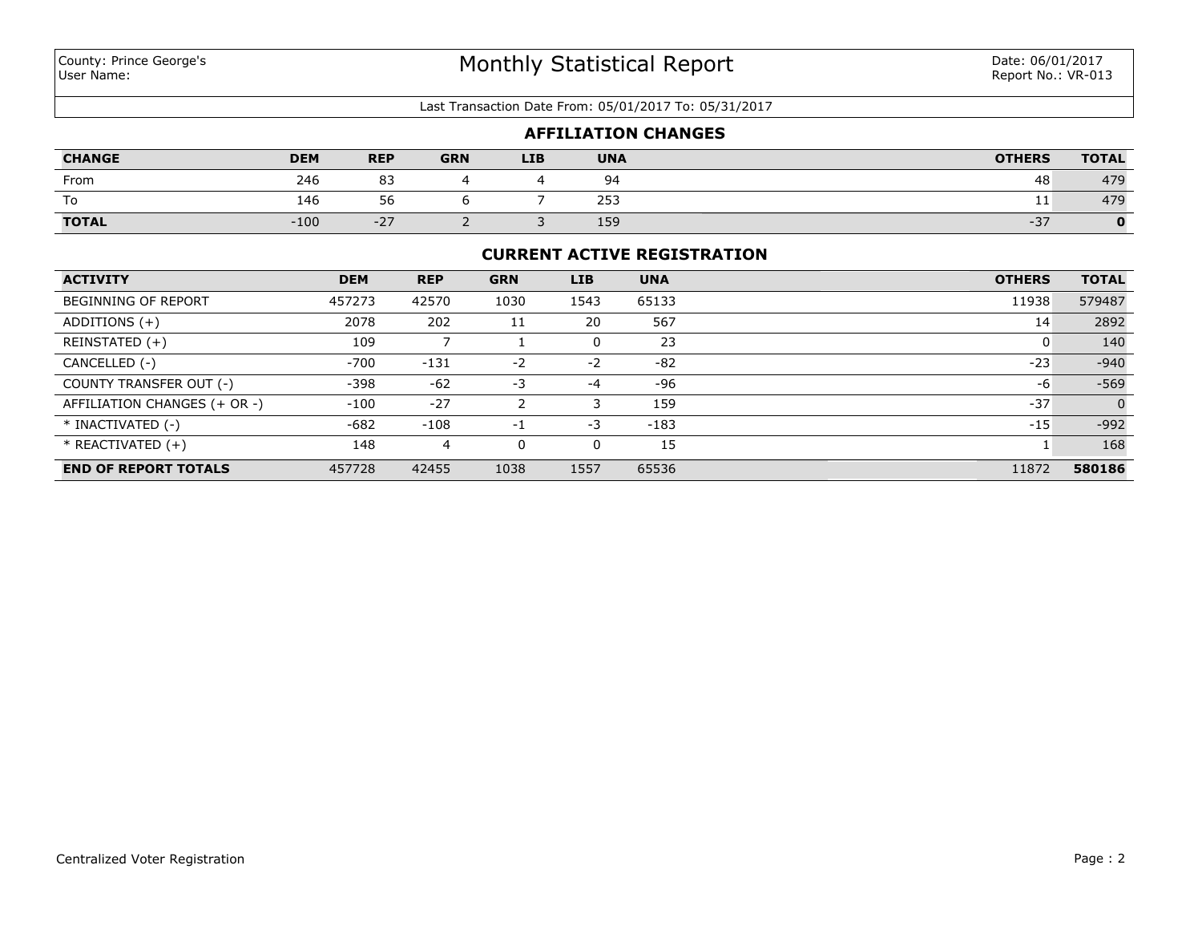County: Prince George's
User Name:

# Monthly Statistical Report

Date: 06/01/2017
Report No.: VR-013

Last Transaction Date From: 05/01/2017 To: 05/31/2017

## AFFILIATION CHANGES

| CHANGE | DEM | REP | GRN | LIB | UNA | OTHERS | TOTAL |
|---|---|---|---|---|---|---|---|
| From | 246 | 83 | 4 | 4 | 94 | 48 | 479 |
| To | 146 | 56 | 6 | 7 | 253 | 11 | 479 |
| **TOTAL** | -100 | -27 | 2 | 3 | 159 | -37 | **0** |

## CURRENT ACTIVE REGISTRATION

| ACTIVITY | DEM | REP | GRN | LIB | UNA | OTHERS | TOTAL |
|---|---|---|---|---|---|---|---|
| BEGINNING OF REPORT | 457273 | 42570 | 1030 | 1543 | 65133 | 11938 | 579487 |
| ADDITIONS (+) | 2078 | 202 | 11 | 20 | 567 | 14 | 2892 |
| REINSTATED (+) | 109 | 7 | 1 | 0 | 23 | 0 | 140 |
| CANCELLED (-) | -700 | -131 | -2 | -2 | -82 | -23 | -940 |
| COUNTY TRANSFER OUT (-) | -398 | -62 | -3 | -4 | -96 | -6 | -569 |
| AFFILIATION CHANGES (+ OR -) | -100 | -27 | 2 | 3 | 159 | -37 | 0 |
| * INACTIVATED (-) | -682 | -108 | -1 | -3 | -183 | -15 | -992 |
| * REACTIVATED (+) | 148 | 4 | 0 | 0 | 15 | 1 | 168 |
| **END OF REPORT TOTALS** | 457728 | 42455 | 1038 | 1557 | 65536 | 11872 | **580186** |

Centralized Voter Registration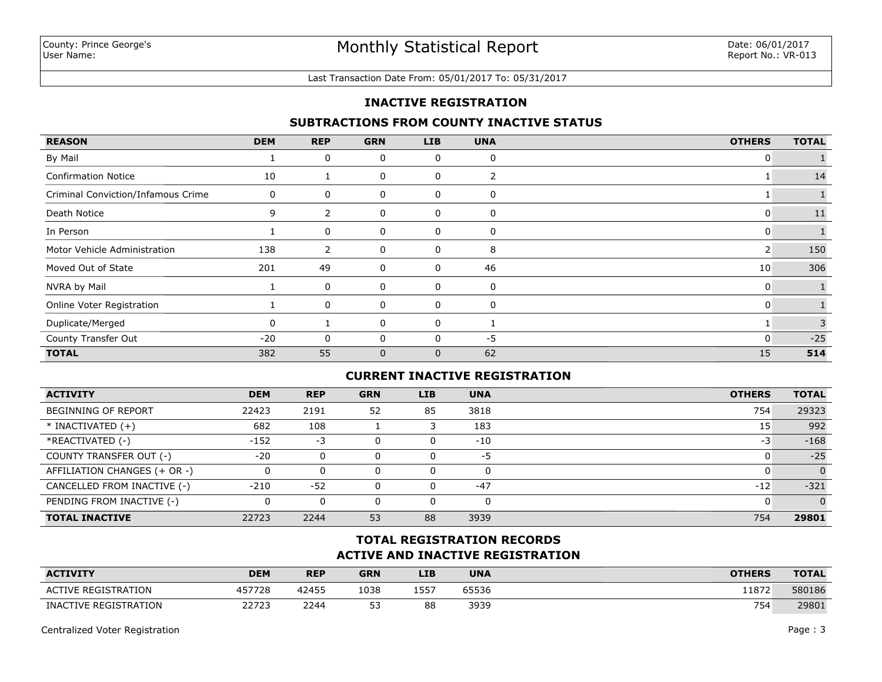County: Prince George's
User Name:

# Monthly Statistical Report

Date: 06/01/2017
Report No.: VR-013

Last Transaction Date From: 05/01/2017 To: 05/31/2017

## INACTIVE REGISTRATION

### SUBTRACTIONS FROM COUNTY INACTIVE STATUS

| REASON | DEM | REP | GRN | LIB | UNA | OTHERS | TOTAL |
|---|---|---|---|---|---|---|---|
| By Mail | 1 | 0 | 0 | 0 | 0 | 0 | 1 |
| Confirmation Notice | 10 | 1 | 0 | 0 | 2 | 1 | 14 |
| Criminal Conviction/Infamous Crime | 0 | 0 | 0 | 0 | 0 | 1 | 1 |
| Death Notice | 9 | 2 | 0 | 0 | 0 | 0 | 11 |
| In Person | 1 | 0 | 0 | 0 | 0 | 0 | 1 |
| Motor Vehicle Administration | 138 | 2 | 0 | 0 | 8 | 2 | 150 |
| Moved Out of State | 201 | 49 | 0 | 0 | 46 | 10 | 306 |
| NVRA by Mail | 1 | 0 | 0 | 0 | 0 | 0 | 1 |
| Online Voter Registration | 1 | 0 | 0 | 0 | 0 | 0 | 1 |
| Duplicate/Merged | 0 | 1 | 0 | 0 | 1 | 1 | 3 |
| County Transfer Out | -20 | 0 | 0 | 0 | -5 | 0 | -25 |
| **TOTAL** | 382 | 55 | 0 | 0 | 62 | 15 | **514** |

### CURRENT INACTIVE REGISTRATION

| ACTIVITY | DEM | REP | GRN | LIB | UNA | OTHERS | TOTAL |
|---|---|---|---|---|---|---|---|
| BEGINNING OF REPORT | 22423 | 2191 | 52 | 85 | 3818 | 754 | 29323 |
| * INACTIVATED (+) | 682 | 108 | 1 | 3 | 183 | 15 | 992 |
| *REACTIVATED (-) | -152 | -3 | 0 | 0 | -10 | -3 | -168 |
| COUNTY TRANSFER OUT (-) | -20 | 0 | 0 | 0 | -5 | 0 | -25 |
| AFFILIATION CHANGES (+ OR -) | 0 | 0 | 0 | 0 | 0 | 0 | 0 |
| CANCELLED FROM INACTIVE (-) | -210 | -52 | 0 | 0 | -47 | -12 | -321 |
| PENDING FROM INACTIVE (-) | 0 | 0 | 0 | 0 | 0 | 0 | 0 |
| **TOTAL INACTIVE** | 22723 | 2244 | 53 | 88 | 3939 | 754 | **29801** |

### TOTAL REGISTRATION RECORDS
### ACTIVE AND INACTIVE REGISTRATION

| ACTIVITY | DEM | REP | GRN | LIB | UNA | OTHERS | TOTAL |
|---|---|---|---|---|---|---|---|
| ACTIVE REGISTRATION | 457728 | 42455 | 1038 | 1557 | 65536 | 11872 | 580186 |
| INACTIVE REGISTRATION | 22723 | 2244 | 53 | 88 | 3939 | 754 | 29801 |

Centralized Voter Registration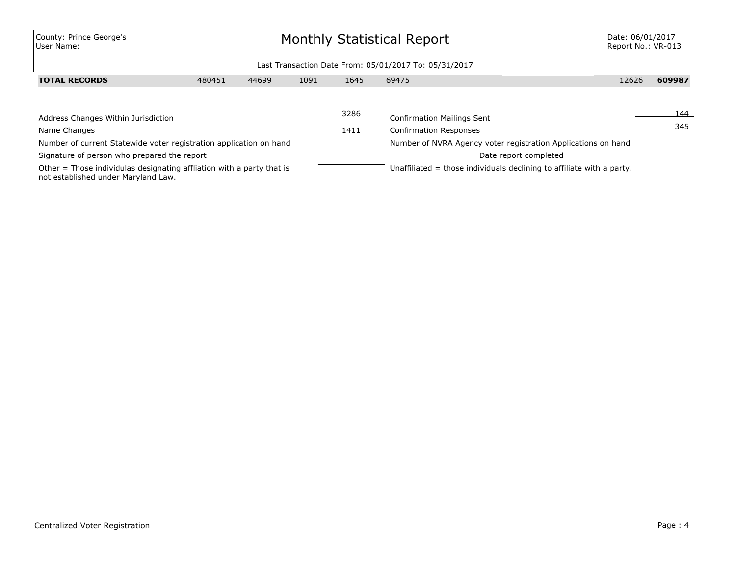County: Prince George's
User Name:

# Monthly Statistical Report

Date: 06/01/2017
Report No.: VR-013

Last Transaction Date From: 05/01/2017 To: 05/31/2017

| | | | | | | | |
|---|---|---|---|---|---|---|---|
| **TOTAL RECORDS** | 480451 | 44699 | 1091 | 1645 | 69475 | 12626 | **609987** |

| | | | |
|---|---|---|---|
| Address Changes Within Jurisdiction | 3286 | Confirmation Mailings Sent | 144 |
| Name Changes | 1411 | Confirmation Responses | 345 |
| Number of current Statewide voter registration application on hand | | Number of NVRA Agency voter registration Applications on hand | |
| Signature of person who prepared the report | | Date report completed | |
| Other = Those individulas designating affliation with a party that is not established under Maryland Law. | | Unaffiliated = those individuals declining to affiliate with a party. | |

Centralized Voter Registration